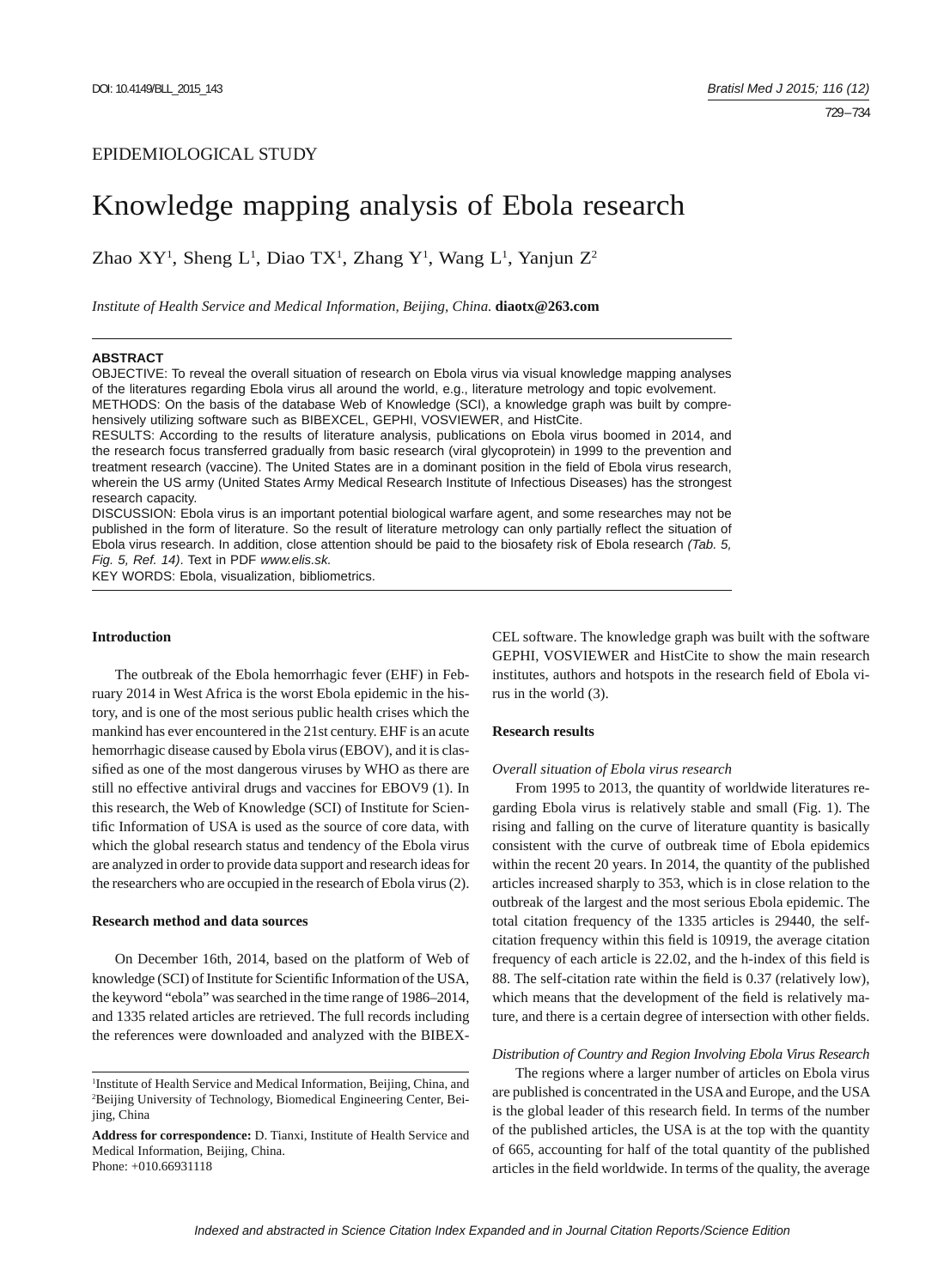EPIDEMIOLOGICAL STUDY

# Knowledge mapping analysis of Ebola research

Zhao XY[1], Sheng L[1], Diao TX[1], Zhang Y[1], Wang L[1], Yanjun Z[2]

*Institute of Health Service and Medical Information, Beijing, China.* **diaotx@263.com**

**ABSTRACT**

OBJECTIVE: To reveal the overall situation of research on Ebola virus via visual knowledge mapping analyses of the literatures regarding Ebola virus all around the world, e.g., literature metrology and topic evolvement.

METHODS: On the basis of the database Web of Knowledge (SCI), a knowledge graph was built by comprehensively utilizing software such as BIBEXCEL, GEPHI, VOSVIEWER, and HistCite.

RESULTS: According to the results of literature analysis, publications on Ebola virus boomed in 2014, and the research focus transferred gradually from basic research (viral glycoprotein) in 1999 to the prevention and treatment research (vaccine). The United States are in a dominant position in the field of Ebola virus research, wherein the US army (United States Army Medical Research Institute of Infectious Diseases) has the strongest research capacity.

DISCUSSION: Ebola virus is an important potential biological warfare agent, and some researches may not be published in the form of literature. So the result of literature metrology can only partially reflect the situation of Ebola virus research. In addition, close attention should be paid to the biosafety risk of Ebola research *(Tab. 5, Fig. 5, Ref. 14)*. Text in PDF *www.elis.sk.*

KEY WORDS: Ebola, visualization, bibliometrics.

## Introduction

The outbreak of the Ebola hemorrhagic fever (EHF) in February 2014 in West Africa is the worst Ebola epidemic in the history, and is one of the most serious public health crises which the mankind has ever encountered in the 21st century. EHF is an acute hemorrhagic disease caused by Ebola virus (EBOV), and it is classified as one of the most dangerous viruses by WHO as there are still no effective antiviral drugs and vaccines for EBOV9 (1). In this research, the Web of Knowledge (SCI) of Institute for Scientific Information of USA is used as the source of core data, with which the global research status and tendency of the Ebola virus are analyzed in order to provide data support and research ideas for the researchers who are occupied in the research of Ebola virus (2).

## Research method and data sources

On December 16th, 2014, based on the platform of Web of knowledge (SCI) of Institute for Scientific Information of the USA, the keyword "ebola" was searched in the time range of 1986–2014, and 1335 related articles are retrieved. The full records including the references were downloaded and analyzed with the BIBEXCEL software. The knowledge graph was built with the software GEPHI, VOSVIEWER and HistCite to show the main research institutes, authors and hotspots in the research field of Ebola virus in the world (3).

## Research results

### *Overall situation of Ebola virus research*

From 1995 to 2013, the quantity of worldwide literatures regarding Ebola virus is relatively stable and small (Fig. 1). The rising and falling on the curve of literature quantity is basically consistent with the curve of outbreak time of Ebola epidemics within the recent 20 years. In 2014, the quantity of the published articles increased sharply to 353, which is in close relation to the outbreak of the largest and the most serious Ebola epidemic. The total citation frequency of the 1335 articles is 29440, the self-citation frequency within this field is 10919, the average citation frequency of each article is 22.02, and the h-index of this field is 88. The self-citation rate within the field is 0.37 (relatively low), which means that the development of the field is relatively mature, and there is a certain degree of intersection with other fields.

### *Distribution of Country and Region Involving Ebola Virus Research*

The regions where a larger number of articles on Ebola virus are published is concentrated in the USA and Europe, and the USA is the global leader of this research field. In terms of the number of the published articles, the USA is at the top with the quantity of 665, accounting for half of the total quantity of the published articles in the field worldwide. In terms of the quality, the average

[1]Institute of Health Service and Medical Information, Beijing, China, and [2]Beijing University of Technology, Biomedical Engineering Center, Beijing, China

**Address for correspondence:** D. Tianxi, Institute of Health Service and Medical Information, Beijing, China.
Phone: +010.66931118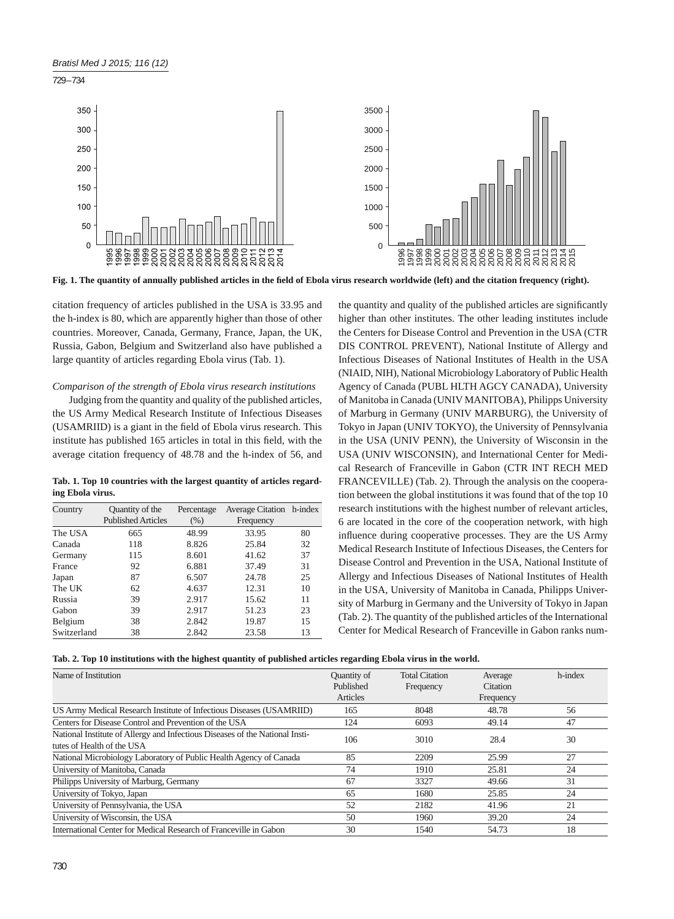Fig. 1. The quantity of annually published articles in the field of Ebola virus research worldwide (left) and the citation frequency (right).

citation frequency of articles published in the USA is 33.95 and the h-index is 80, which are apparently higher than those of other countries. Moreover, Canada, Germany, France, Japan, the UK, Russia, Gabon, Belgium and Switzerland also have published a large quantity of articles regarding Ebola virus (Tab. 1).

*Comparison of the strength of Ebola virus research institutions*

Judging from the quantity and quality of the published articles, the US Army Medical Research Institute of Infectious Diseases (USAMRIID) is a giant in the field of Ebola virus research. This institute has published 165 articles in total in this field, with the average citation frequency of 48.78 and the h-index of 56, and the quantity and quality of the published articles are significantly higher than other institutes. The other leading institutes include the Centers for Disease Control and Prevention in the USA (CTR DIS CONTROL PREVENT), National Institute of Allergy and Infectious Diseases of National Institutes of Health in the USA (NIAID, NIH), National Microbiology Laboratory of Public Health Agency of Canada (PUBL HLTH AGCY CANADA), University of Manitoba in Canada (UNIV MANITOBA), Philipps University of Marburg in Germany (UNIV MARBURG), the University of Tokyo in Japan (UNIV TOKYO), the University of Pennsylvania in the USA (UNIV PENN), the University of Wisconsin in the USA (UNIV WISCONSIN), and International Center for Medical Research of Franceville in Gabon (CTR INT RECH MED FRANCEVILLE) (Tab. 2). Through the analysis on the cooperation between the global institutions it was found that of the top 10 research institutions with the highest number of relevant articles, 6 are located in the core of the cooperation network, with high influence during cooperative processes. They are the US Army Medical Research Institute of Infectious Diseases, the Centers for Disease Control and Prevention in the USA, National Institute of Allergy and Infectious Diseases of National Institutes of Health in the USA, University of Manitoba in Canada, Philipps University of Marburg in Germany and the University of Tokyo in Japan (Tab. 2). The quantity of the published articles of the International Center for Medical Research of Franceville in Gabon ranks num-

**Tab. 1. Top 10 countries with the largest quantity of articles regarding Ebola virus.**

| Country | Quantity of the Published Articles | Percentage (%) | Average Citation Frequency | h-index |
|---|---|---|---|---|
| The USA | 665 | 48.99 | 33.95 | 80 |
| Canada | 118 | 8.826 | 25.84 | 32 |
| Germany | 115 | 8.601 | 41.62 | 37 |
| France | 92 | 6.881 | 37.49 | 31 |
| Japan | 87 | 6.507 | 24.78 | 25 |
| The UK | 62 | 4.637 | 12.31 | 10 |
| Russia | 39 | 2.917 | 15.62 | 11 |
| Gabon | 39 | 2.917 | 51.23 | 23 |
| Belgium | 38 | 2.842 | 19.87 | 15 |
| Switzerland | 38 | 2.842 | 23.58 | 13 |

**Tab. 2. Top 10 institutions with the highest quantity of published articles regarding Ebola virus in the world.**

| Name of Institution | Quantity of Published Articles | Total Citation Frequency | Average Citation Frequency | h-index |
|---|---|---|---|---|
| US Army Medical Research Institute of Infectious Diseases (USAMRIID) | 165 | 8048 | 48.78 | 56 |
| Centers for Disease Control and Prevention of the USA | 124 | 6093 | 49.14 | 47 |
| National Institute of Allergy and Infectious Diseases of the National Institutes of Health of the USA | 106 | 3010 | 28.4 | 30 |
| National Microbiology Laboratory of Public Health Agency of Canada | 85 | 2209 | 25.99 | 27 |
| University of Manitoba, Canada | 74 | 1910 | 25.81 | 24 |
| Philipps University of Marburg, Germany | 67 | 3327 | 49.66 | 31 |
| University of Tokyo, Japan | 65 | 1680 | 25.85 | 24 |
| University of Pennsylvania, the USA | 52 | 2182 | 41.96 | 21 |
| University of Wisconsin, the USA | 50 | 1960 | 39.20 | 24 |
| International Center for Medical Research of Franceville in Gabon | 30 | 1540 | 54.73 | 18 |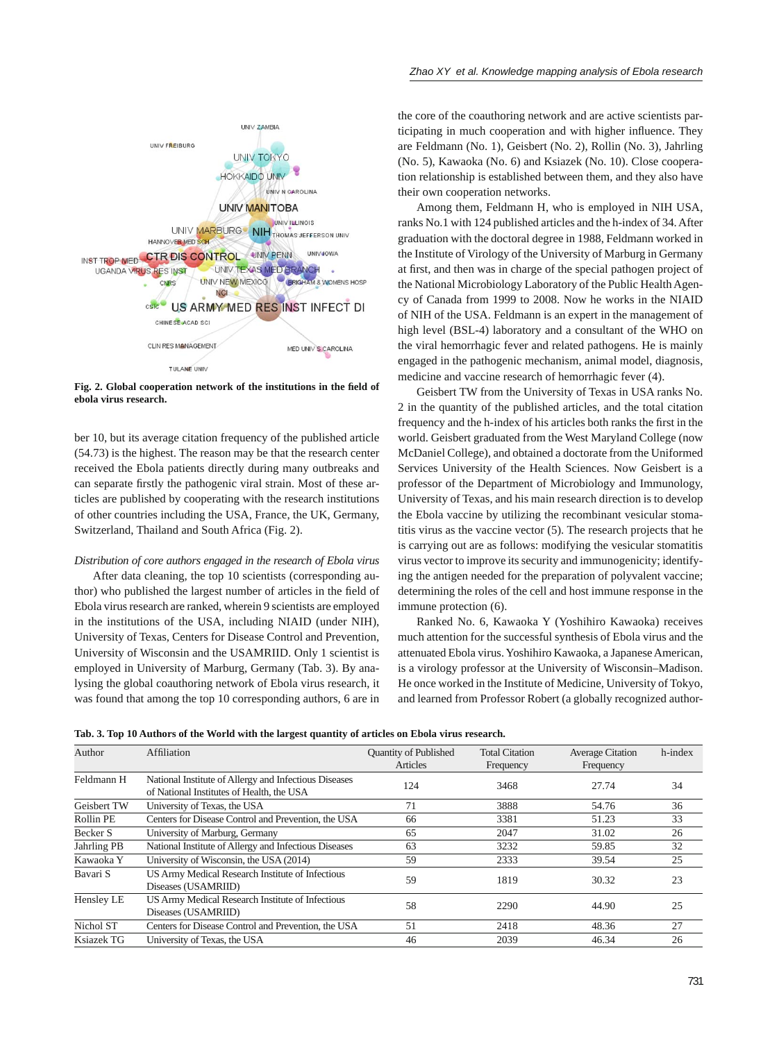**Fig. 2. Global cooperation network of the institutions in the field of ebola virus research.**

ber 10, but its average citation frequency of the published article (54.73) is the highest. The reason may be that the research center received the Ebola patients directly during many outbreaks and can separate firstly the pathogenic viral strain. Most of these articles are published by cooperating with the research institutions of other countries including the USA, France, the UK, Germany, Switzerland, Thailand and South Africa (Fig. 2).

*Distribution of core authors engaged in the research of Ebola virus*

After data cleaning, the top 10 scientists (corresponding author) who published the largest number of articles in the field of Ebola virus research are ranked, wherein 9 scientists are employed in the institutions of the USA, including NIAID (under NIH), University of Texas, Centers for Disease Control and Prevention, University of Wisconsin and the USAMRIID. Only 1 scientist is employed in University of Marburg, Germany (Tab. 3). By analysing the global coauthoring network of Ebola virus research, it was found that among the top 10 corresponding authors, 6 are in the core of the coauthoring network and are active scientists participating in much cooperation and with higher influence. They are Feldmann (No. 1), Geisbert (No. 2), Rollin (No. 3), Jahrling (No. 5), Kawaoka (No. 6) and Ksiazek (No. 10). Close cooperation relationship is established between them, and they also have their own cooperation networks.

Among them, Feldmann H, who is employed in NIH USA, ranks No.1 with 124 published articles and the h-index of 34. After graduation with the doctoral degree in 1988, Feldmann worked in the Institute of Virology of the University of Marburg in Germany at first, and then was in charge of the special pathogen project of the National Microbiology Laboratory of the Public Health Agency of Canada from 1999 to 2008. Now he works in the NIAID of NIH of the USA. Feldmann is an expert in the management of high level (BSL-4) laboratory and a consultant of the WHO on the viral hemorrhagic fever and related pathogens. He is mainly engaged in the pathogenic mechanism, animal model, diagnosis, medicine and vaccine research of hemorrhagic fever (4).

Geisbert TW from the University of Texas in USA ranks No. 2 in the quantity of the published articles, and the total citation frequency and the h-index of his articles both ranks the first in the world. Geisbert graduated from the West Maryland College (now McDaniel College), and obtained a doctorate from the Uniformed Services University of the Health Sciences. Now Geisbert is a professor of the Department of Microbiology and Immunology, University of Texas, and his main research direction is to develop the Ebola vaccine by utilizing the recombinant vesicular stomatitis virus as the vaccine vector (5). The research projects that he is carrying out are as follows: modifying the vesicular stomatitis virus vector to improve its security and immunogenicity; identifying the antigen needed for the preparation of polyvalent vaccine; determining the roles of the cell and host immune response in the immune protection (6).

Ranked No. 6, Kawaoka Y (Yoshihiro Kawaoka) receives much attention for the successful synthesis of Ebola virus and the attenuated Ebola virus. Yoshihiro Kawaoka, a Japanese American, is a virology professor at the University of Wisconsin–Madison. He once worked in the Institute of Medicine, University of Tokyo, and learned from Professor Robert (a globally recognized author-

**Tab. 3. Top 10 Authors of the World with the largest quantity of articles on Ebola virus research.**

| Author | Affiliation | Quantity of Published Articles | Total Citation Frequency | Average Citation Frequency | h-index |
|---|---|---|---|---|---|
| Feldmann H | National Institute of Allergy and Infectious Diseases of National Institutes of Health, the USA | 124 | 3468 | 27.74 | 34 |
| Geisbert TW | University of Texas, the USA | 71 | 3888 | 54.76 | 36 |
| Rollin PE | Centers for Disease Control and Prevention, the USA | 66 | 3381 | 51.23 | 33 |
| Becker S | University of Marburg, Germany | 65 | 2047 | 31.02 | 26 |
| Jahrling PB | National Institute of Allergy and Infectious Diseases | 63 | 3232 | 59.85 | 32 |
| Kawaoka Y | University of Wisconsin, the USA (2014) | 59 | 2333 | 39.54 | 25 |
| Bavari S | US Army Medical Research Institute of Infectious Diseases (USAMRIID) | 59 | 1819 | 30.32 | 23 |
| Hensley LE | US Army Medical Research Institute of Infectious Diseases (USAMRIID) | 58 | 2290 | 44.90 | 25 |
| Nichol ST | Centers for Disease Control and Prevention, the USA | 51 | 2418 | 48.36 | 27 |
| Ksiazek TG | University of Texas, the USA | 46 | 2039 | 46.34 | 26 |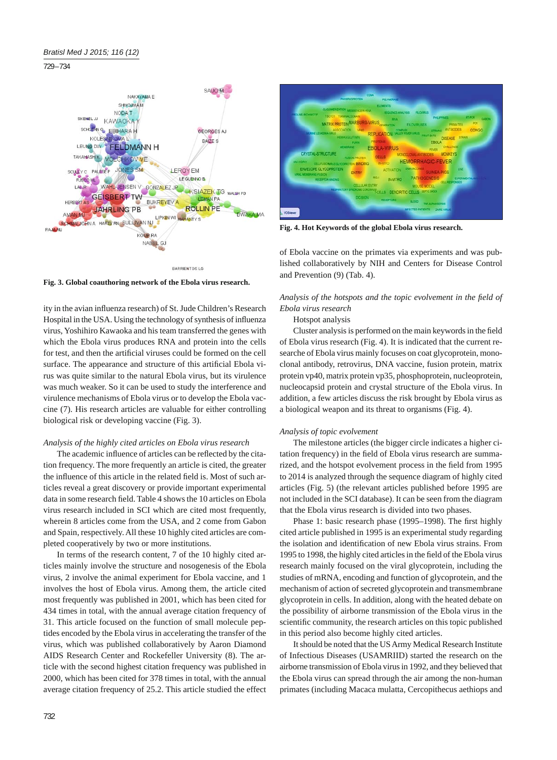Fig. 3. Global coauthoring network of the Ebola virus research.

ity in the avian influenza research) of St. Jude Children's Research Hospital in the USA. Using the technology of synthesis of influenza virus, Yoshihiro Kawaoka and his team transferred the genes with which the Ebola virus produces RNA and protein into the cells for test, and then the artificial viruses could be formed on the cell surface. The appearance and structure of this artificial Ebola virus was quite similar to the natural Ebola virus, but its virulence was much weaker. So it can be used to study the interference and virulence mechanisms of Ebola virus or to develop the Ebola vaccine (7). His research articles are valuable for either controlling biological risk or developing vaccine (Fig. 3).

*Analysis of the highly cited articles on Ebola virus research*

The academic influence of articles can be reflected by the citation frequency. The more frequently an article is cited, the greater the influence of this article in the related field is. Most of such articles reveal a great discovery or provide important experimental data in some research field. Table 4 shows the 10 articles on Ebola virus research included in SCI which are cited most frequently, wherein 8 articles come from the USA, and 2 come from Gabon and Spain, respectively. All these 10 highly cited articles are completed cooperatively by two or more institutions.

In terms of the research content, 7 of the 10 highly cited articles mainly involve the structure and nosogenesis of the Ebola virus, 2 involve the animal experiment for Ebola vaccine, and 1 involves the host of Ebola virus. Among them, the article cited most frequently was published in 2001, which has been cited for 434 times in total, with the annual average citation frequency of 31. This article focused on the function of small molecule peptides encoded by the Ebola virus in accelerating the transfer of the virus, which was published collaboratively by Aaron Diamond AIDS Research Center and Rockefeller University (8). The article with the second highest citation frequency was published in 2000, which has been cited for 378 times in total, with the annual average citation frequency of 25.2. This article studied the effect of Ebola vaccine on the primates via experiments and was published collaboratively by NIH and Centers for Disease Control and Prevention (9) (Tab. 4).

Fig. 4. Hot Keywords of the global Ebola virus research.

*Analysis of the hotspots and the topic evolvement in the field of Ebola virus research*

Hotspot analysis

Cluster analysis is performed on the main keywords in the field of Ebola virus research (Fig. 4). It is indicated that the current researche of Ebola virus mainly focuses on coat glycoprotein, monoclonal antibody, retrovirus, DNA vaccine, fusion protein, matrix protein vp40, matrix protein vp35, phosphoprotein, nucleoprotein, nucleocapsid protein and crystal structure of the Ebola virus. In addition, a few articles discuss the risk brought by Ebola virus as a biological weapon and its threat to organisms (Fig. 4).

*Analysis of topic evolvement*

The milestone articles (the bigger circle indicates a higher citation frequency) in the field of Ebola virus research are summarized, and the hotspot evolvement process in the field from 1995 to 2014 is analyzed through the sequence diagram of highly cited articles (Fig. 5) (the relevant articles published before 1995 are not included in the SCI database). It can be seen from the diagram that the Ebola virus research is divided into two phases.

Phase 1: basic research phase (1995–1998). The first highly cited article published in 1995 is an experimental study regarding the isolation and identification of new Ebola virus strains. From 1995 to 1998, the highly cited articles in the field of the Ebola virus research mainly focused on the viral glycoprotein, including the studies of mRNA, encoding and function of glycoprotein, and the mechanism of action of secreted glycoprotein and transmembrane glycoprotein in cells. In addition, along with the heated debate on the possibility of airborne transmission of the Ebola virus in the scientific community, the research articles on this topic published in this period also become highly cited articles.

It should be noted that the US Army Medical Research Institute of Infectious Diseases (USAMRIID) started the research on the airborne transmission of Ebola virus in 1992, and they believed that the Ebola virus can spread through the air among the non-human primates (including Macaca mulatta, Cercopithecus aethiops and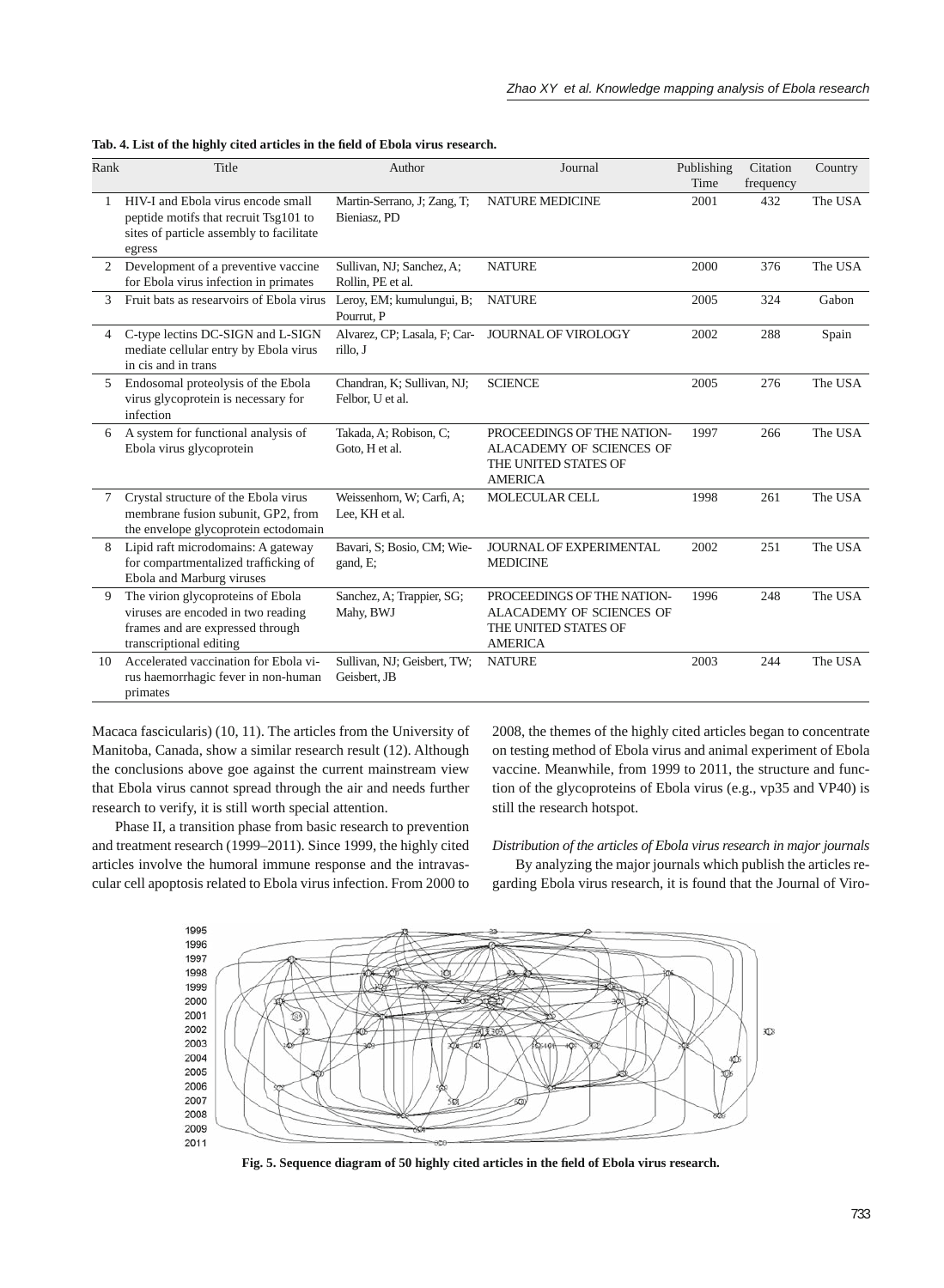**Tab. 4. List of the highly cited articles in the field of Ebola virus research.**

| Rank | Title | Author | Journal | Publishing Time | Citation frequency | Country |
|---|---|---|---|---|---|---|
| 1 | HIV-I and Ebola virus encode small peptide motifs that recruit Tsg101 to sites of particle assembly to facilitate egress | Martin-Serrano, J; Zang, T; Bieniasz, PD | NATURE MEDICINE | 2001 | 432 | The USA |
| 2 | Development of a preventive vaccine for Ebola virus infection in primates | Sullivan, NJ; Sanchez, A; Rollin, PE et al. | NATURE | 2000 | 376 | The USA |
| 3 | Fruit bats as researvoirs of Ebola virus | Leroy, EM; kumulungui, B; Pourrut, P | NATURE | 2005 | 324 | Gabon |
| 4 | C-type lectins DC-SIGN and L-SIGN mediate cellular entry by Ebola virus in cis and in trans | Alvarez, CP; Lasala, F; Carrillo, J | JOURNAL OF VIROLOGY | 2002 | 288 | Spain |
| 5 | Endosomal proteolysis of the Ebola virus glycoprotein is necessary for infection | Chandran, K; Sullivan, NJ; Felbor, U et al. | SCIENCE | 2005 | 276 | The USA |
| 6 | A system for functional analysis of Ebola virus glycoprotein | Takada, A; Robison, C; Goto, H et al. | PROCEEDINGS OF THE NATIONALACADEMY OF SCIENCES OF THE UNITED STATES OF AMERICA | 1997 | 266 | The USA |
| 7 | Crystal structure of the Ebola virus membrane fusion subunit, GP2, from the envelope glycoprotein ectodomain | Weissenhorn, W; Carfi, A; Lee, KH et al. | MOLECULAR CELL | 1998 | 261 | The USA |
| 8 | Lipid raft microdomains: A gateway for compartmentalized trafficking of Ebola and Marburg viruses | Bavari, S; Bosio, CM; Wiegand, E; | JOURNAL OF EXPERIMENTAL MEDICINE | 2002 | 251 | The USA |
| 9 | The virion glycoproteins of Ebola viruses are encoded in two reading frames and are expressed through transcriptional editing | Sanchez, A; Trappier, SG; Mahy, BWJ | PROCEEDINGS OF THE NATIONALACADEMY OF SCIENCES OF THE UNITED STATES OF AMERICA | 1996 | 248 | The USA |
| 10 | Accelerated vaccination for Ebola virus haemorrhagic fever in non-human primates | Sullivan, NJ; Geisbert, TW; Geisbert, JB | NATURE | 2003 | 244 | The USA |

Macaca fascicularis) (10, 11). The articles from the University of Manitoba, Canada, show a similar research result (12). Although the conclusions above goe against the current mainstream view that Ebola virus cannot spread through the air and needs further research to verify, it is still worth special attention.

Phase II, a transition phase from basic research to prevention and treatment research (1999–2011). Since 1999, the highly cited articles involve the humoral immune response and the intravascular cell apoptosis related to Ebola virus infection. From 2000 to 2008, the themes of the highly cited articles began to concentrate on testing method of Ebola virus and animal experiment of Ebola vaccine. Meanwhile, from 1999 to 2011, the structure and function of the glycoproteins of Ebola virus (e.g., vp35 and VP40) is still the research hotspot.

*Distribution of the articles of Ebola virus research in major journals*

By analyzing the major journals which publish the articles regarding Ebola virus research, it is found that the Journal of Viro-

**Fig. 5. Sequence diagram of 50 highly cited articles in the field of Ebola virus research.**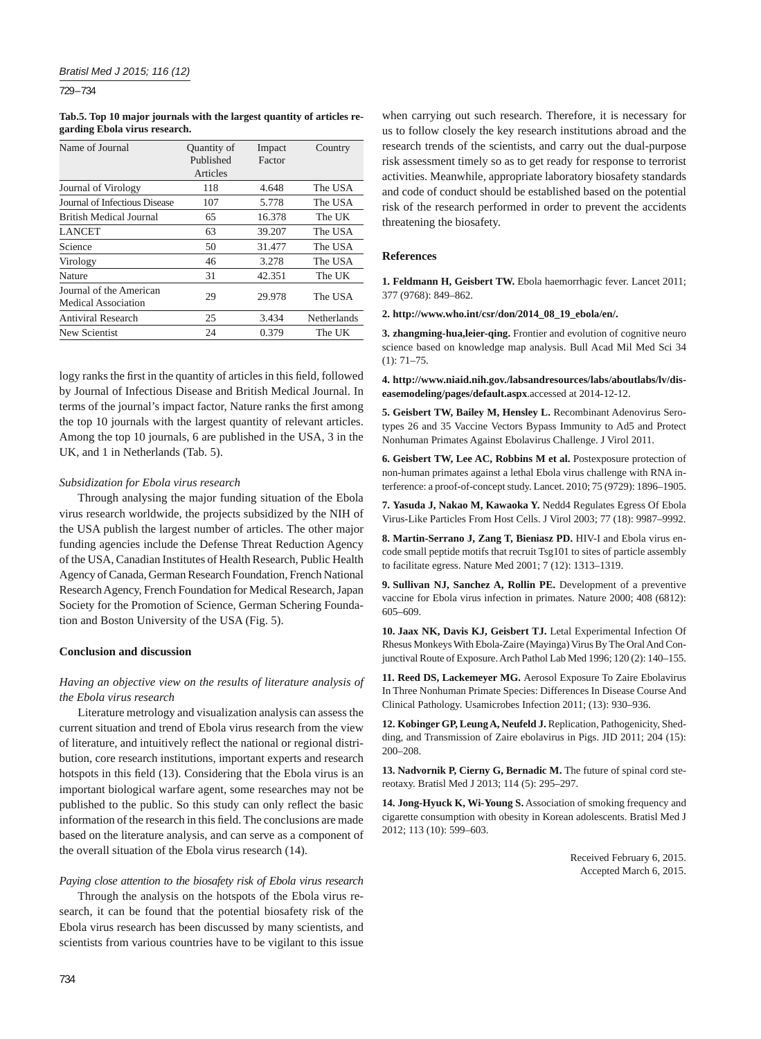**Tab.5. Top 10 major journals with the largest quantity of articles regarding Ebola virus research.**

| Name of Journal | Quantity of Published Articles | Impact Factor | Country |
|---|---|---|---|
| Journal of Virology | 118 | 4.648 | The USA |
| Journal of Infectious Disease | 107 | 5.778 | The USA |
| British Medical Journal | 65 | 16.378 | The UK |
| LANCET | 63 | 39.207 | The USA |
| Science | 50 | 31.477 | The USA |
| Virology | 46 | 3.278 | The USA |
| Nature | 31 | 42.351 | The UK |
| Journal of the American Medical Association | 29 | 29.978 | The USA |
| Antiviral Research | 25 | 3.434 | Netherlands |
| New Scientist | 24 | 0.379 | The UK |

logy ranks the first in the quantity of articles in this field, followed by Journal of Infectious Disease and British Medical Journal. In terms of the journal's impact factor, Nature ranks the first among the top 10 journals with the largest quantity of relevant articles. Among the top 10 journals, 6 are published in the USA, 3 in the UK, and 1 in Netherlands (Tab. 5).

*Subsidization for Ebola virus research*

Through analysing the major funding situation of the Ebola virus research worldwide, the projects subsidized by the NIH of the USA publish the largest number of articles. The other major funding agencies include the Defense Threat Reduction Agency of the USA, Canadian Institutes of Health Research, Public Health Agency of Canada, German Research Foundation, French National Research Agency, French Foundation for Medical Research, Japan Society for the Promotion of Science, German Schering Foundation and Boston University of the USA (Fig. 5).

## Conclusion and discussion

*Having an objective view on the results of literature analysis of the Ebola virus research*

Literature metrology and visualization analysis can assess the current situation and trend of Ebola virus research from the view of literature, and intuitively reflect the national or regional distribution, core research institutions, important experts and research hotspots in this field (13). Considering that the Ebola virus is an important biological warfare agent, some researches may not be published to the public. So this study can only reflect the basic information of the research in this field. The conclusions are made based on the literature analysis, and can serve as a component of the overall situation of the Ebola virus research (14).

*Paying close attention to the biosafety risk of Ebola virus research*

Through the analysis on the hotspots of the Ebola virus research, it can be found that the potential biosafety risk of the Ebola virus research has been discussed by many scientists, and scientists from various countries have to be vigilant to this issue when carrying out such research. Therefore, it is necessary for us to follow closely the key research institutions abroad and the research trends of the scientists, and carry out the dual-purpose risk assessment timely so as to get ready for response to terrorist activities. Meanwhile, appropriate laboratory biosafety standards and code of conduct should be established based on the potential risk of the research performed in order to prevent the accidents threatening the biosafety.

## References

**1. Feldmann H, Geisbert TW.** Ebola haemorrhagic fever. Lancet 2011; 377 (9768): 849–862.

**2. http://www.who.int/csr/don/2014_08_19_ebola/en/.**

**3. zhangming-hua,leier-qing.** Frontier and evolution of cognitive neuro science based on knowledge map analysis. Bull Acad Mil Med Sci 34 (1): 71–75.

**4. http://www.niaid.nih.gov./labsandresources/labs/aboutlabs/lv/diseasemodeling/pages/default.aspx**.accessed at 2014-12-12.

**5. Geisbert TW, Bailey M, Hensley L.** Recombinant Adenovirus Serotypes 26 and 35 Vaccine Vectors Bypass Immunity to Ad5 and Protect Nonhuman Primates Against Ebolavirus Challenge. J Virol 2011.

**6. Geisbert TW, Lee AC, Robbins M et al.** Postexposure protection of non-human primates against a lethal Ebola virus challenge with RNA interference: a proof-of-concept study. Lancet. 2010; 75 (9729): 1896–1905.

**7. Yasuda J, Nakao M, Kawaoka Y.** Nedd4 Regulates Egress Of Ebola Virus-Like Particles From Host Cells. J Virol 2003; 77 (18): 9987–9992.

**8. Martin-Serrano J, Zang T, Bieniasz PD.** HIV-I and Ebola virus encode small peptide motifs that recruit Tsg101 to sites of particle assembly to facilitate egress. Nature Med 2001; 7 (12): 1313–1319.

**9. Sullivan NJ, Sanchez A, Rollin PE.** Development of a preventive vaccine for Ebola virus infection in primates. Nature 2000; 408 (6812): 605–609.

**10. Jaax NK, Davis KJ, Geisbert TJ.** Letal Experimental Infection Of Rhesus Monkeys With Ebola-Zaire (Mayinga) Virus By The Oral And Conjunctival Route of Exposure. Arch Pathol Lab Med 1996; 120 (2): 140–155.

**11. Reed DS, Lackemeyer MG.** Aerosol Exposure To Zaire Ebolavirus In Three Nonhuman Primate Species: Differences In Disease Course And Clinical Pathology. Usamicrobes Infection 2011; (13): 930–936.

**12. Kobinger GP, Leung A, Neufeld J.** Replication, Pathogenicity, Shedding, and Transmission of Zaire ebolavirus in Pigs. JID 2011; 204 (15): 200–208.

**13. Nadvornik P, Cierny G, Bernadic M.** The future of spinal cord stereotaxy. Bratisl Med J 2013; 114 (5): 295–297.

**14. Jong-Hyuck K, Wi-Young S.** Association of smoking frequency and cigarette consumption with obesity in Korean adolescents. Bratisl Med J 2012; 113 (10): 599–603.

Received February 6, 2015.
Accepted March 6, 2015.